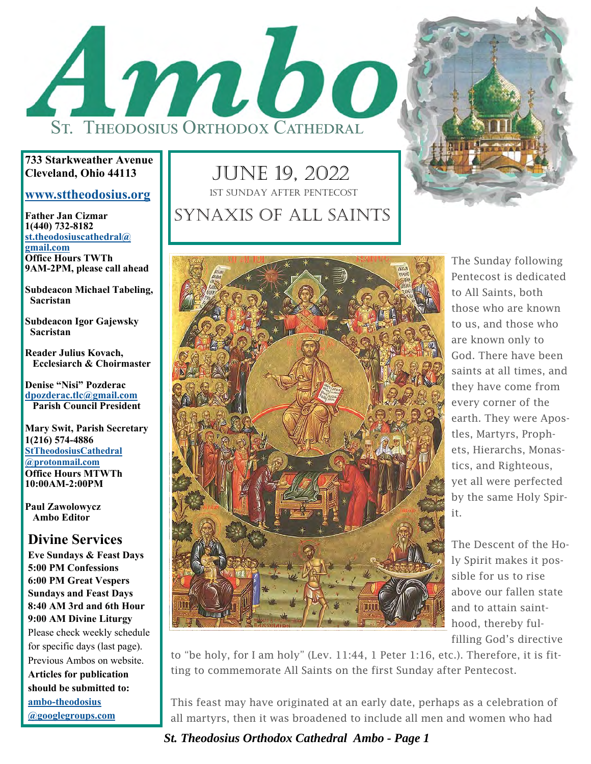# Ambo

## St. Theodosius Orthodox Cathedral

**733 Starkweather Avenue**
**Cleveland, Ohio 44113**

**www.sttheodosius.org**

**Father Jan Cizmar**
**1(440) 732-8182**
**st.theodosiuscathedral@gmail.com**
**Office Hours TWTh**
**9AM-2PM, please call ahead**

**Subdeacon Michael Tabeling, Sacristan**

**Subdeacon Igor Gajewsky Sacristan**

**Reader Julius Kovach, Ecclesiarch & Choirmaster**

**Denise "Nisi" Pozderac**
**dpozderac.tlc@gmail.com**
**Parish Council President**

**Mary Swit, Parish Secretary**
**1(216) 574-4886**
**StTheodosiusCathedral@protonmail.com**
**Office Hours MTWTh**
**10:00AM-2:00PM**

**Paul Zawolowycz**
**Ambo Editor**

## Divine Services

**Eve Sundays & Feast Days**
**5:00 PM Confessions**
**6:00 PM Great Vespers**
**Sundays and Feast Days**
**8:40 AM 3rd and 6th Hour**
**9:00 AM Divine Liturgy**
Please check weekly schedule for specific days (last page).
Previous Ambos on website.
**Articles for publication should be submitted to:**
**ambo-theodosius@googlegroups.com**

## June 19, 2022

1st Sunday After Pentecost

## Synaxis of All Saints

The Sunday following Pentecost is dedicated to All Saints, both those who are known to us, and those who are known only to God. There have been saints at all times, and they have come from every corner of the earth. They were Apostles, Martyrs, Prophets, Hierarchs, Monastics, and Righteous, yet all were perfected by the same Holy Spirit.

The Descent of the Holy Spirit makes it possible for us to rise above our fallen state and to attain sainthood, thereby fulfilling God's directive to "be holy, for I am holy" (Lev. 11:44, 1 Peter 1:16, etc.). Therefore, it is fitting to commemorate All Saints on the first Sunday after Pentecost.

This feast may have originated at an early date, perhaps as a celebration of all martyrs, then it was broadened to include all men and women who had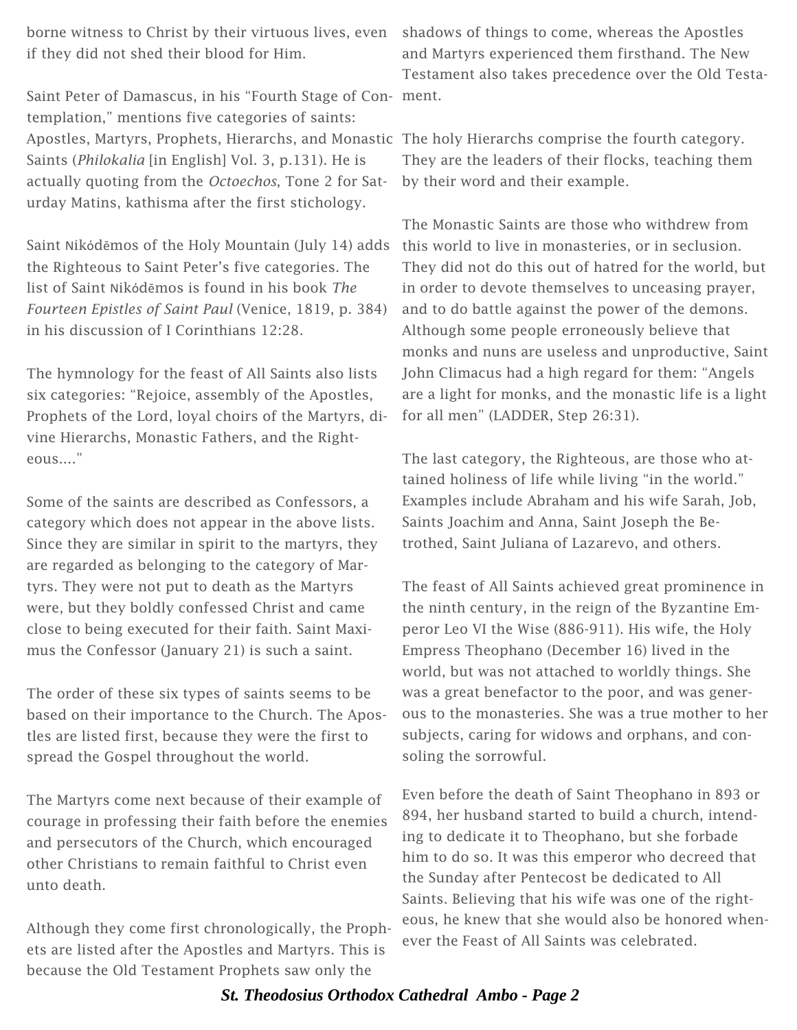borne witness to Christ by their virtuous lives, even if they did not shed their blood for Him.

Saint Peter of Damascus, in his "Fourth Stage of Contemplation," mentions five categories of saints: Apostles, Martyrs, Prophets, Hierarchs, and Monastic Saints (*Philokalia* [in English] Vol. 3, p.131). He is actually quoting from the *Octoechos*, Tone 2 for Saturday Matins, kathisma after the first stichology.

Saint Nikódēmos of the Holy Mountain (July 14) adds the Righteous to Saint Peter's five categories. The list of Saint Nikódēmos is found in his book *The Fourteen Epistles of Saint Paul* (Venice, 1819, p. 384) in his discussion of I Corinthians 12:28.

The hymnology for the feast of All Saints also lists six categories: "Rejoice, assembly of the Apostles, Prophets of the Lord, loyal choirs of the Martyrs, divine Hierarchs, Monastic Fathers, and the Righteous...."

Some of the saints are described as Confessors, a category which does not appear in the above lists. Since they are similar in spirit to the martyrs, they are regarded as belonging to the category of Martyrs. They were not put to death as the Martyrs were, but they boldly confessed Christ and came close to being executed for their faith. Saint Maximus the Confessor (January 21) is such a saint.

The order of these six types of saints seems to be based on their importance to the Church. The Apostles are listed first, because they were the first to spread the Gospel throughout the world.

The Martyrs come next because of their example of courage in professing their faith before the enemies and persecutors of the Church, which encouraged other Christians to remain faithful to Christ even unto death.

Although they come first chronologically, the Prophets are listed after the Apostles and Martyrs. This is because the Old Testament Prophets saw only the shadows of things to come, whereas the Apostles and Martyrs experienced them firsthand. The New Testament also takes precedence over the Old Testament.

The holy Hierarchs comprise the fourth category. They are the leaders of their flocks, teaching them by their word and their example.

The Monastic Saints are those who withdrew from this world to live in monasteries, or in seclusion. They did not do this out of hatred for the world, but in order to devote themselves to unceasing prayer, and to do battle against the power of the demons. Although some people erroneously believe that monks and nuns are useless and unproductive, Saint John Climacus had a high regard for them: "Angels are a light for monks, and the monastic life is a light for all men" (LADDER, Step 26:31).

The last category, the Righteous, are those who attained holiness of life while living "in the world." Examples include Abraham and his wife Sarah, Job, Saints Joachim and Anna, Saint Joseph the Betrothed, Saint Juliana of Lazarevo, and others.

The feast of All Saints achieved great prominence in the ninth century, in the reign of the Byzantine Emperor Leo VI the Wise (886-911). His wife, the Holy Empress Theophano (December 16) lived in the world, but was not attached to worldly things. She was a great benefactor to the poor, and was generous to the monasteries. She was a true mother to her subjects, caring for widows and orphans, and consoling the sorrowful.

Even before the death of Saint Theophano in 893 or 894, her husband started to build a church, intending to dedicate it to Theophano, but she forbade him to do so. It was this emperor who decreed that the Sunday after Pentecost be dedicated to All Saints. Believing that his wife was one of the righteous, he knew that she would also be honored whenever the Feast of All Saints was celebrated.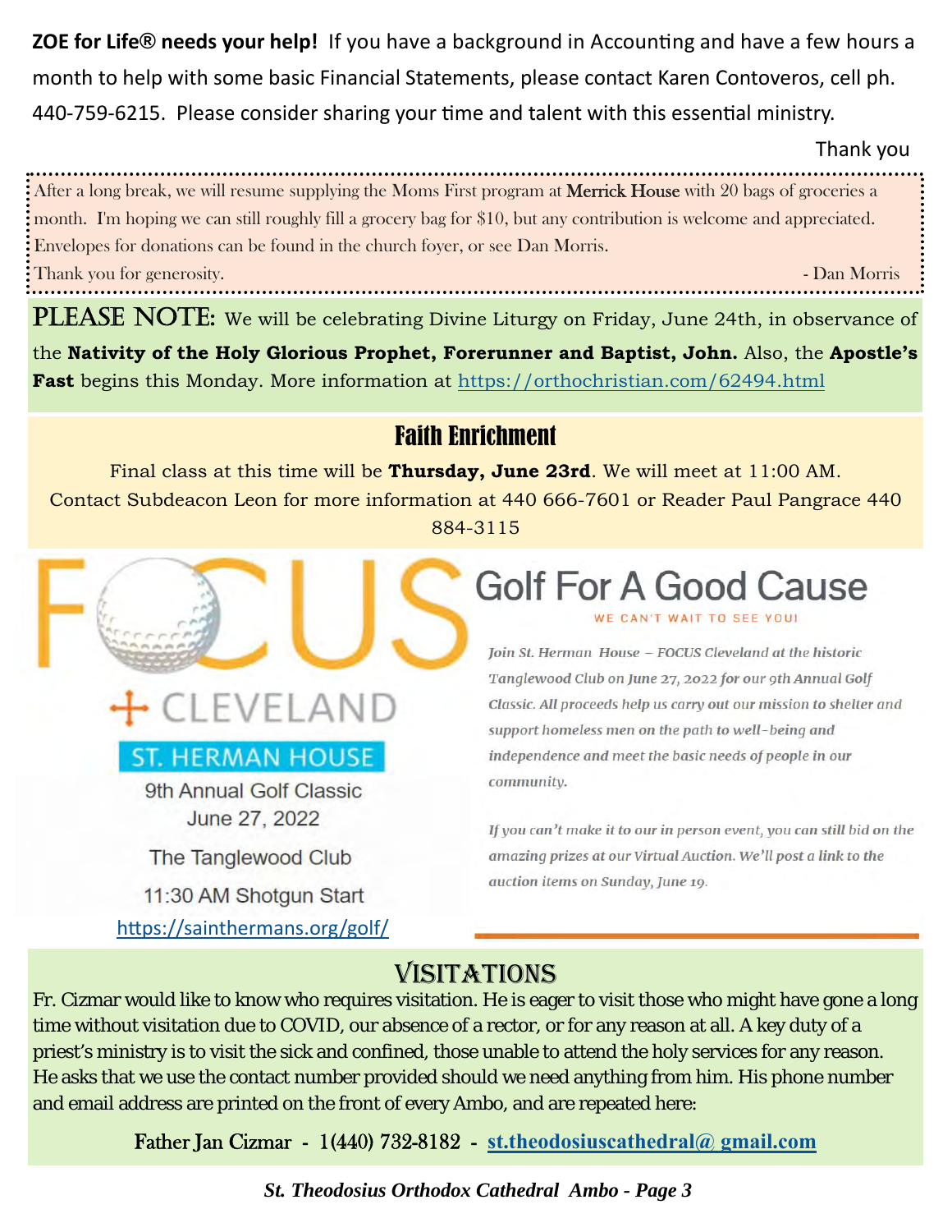**ZOE for Life® needs your help!** If you have a background in Accounting and have a few hours a month to help with some basic Financial Statements, please contact Karen Contoveros, cell ph. 440-759-6215. Please consider sharing your time and talent with this essential ministry.

Thank you

After a long break, we will resume supplying the Moms First program at Merrick House with 20 bags of groceries a month. I'm hoping we can still roughly fill a grocery bag for $10, but any contribution is welcome and appreciated. Envelopes for donations can be found in the church foyer, or see Dan Morris.

Thank you for generosity. - Dan Morris

**PLEASE NOTE:** We will be celebrating Divine Liturgy on Friday, June 24th, in observance of the **Nativity of the Holy Glorious Prophet, Forerunner and Baptist, John.** Also, the **Apostle's Fast** begins this Monday. More information at https://orthochristian.com/62494.html

## Faith Enrichment

Final class at this time will be **Thursday, June 23rd**. We will meet at 11:00 AM. Contact Subdeacon Leon for more information at 440 666-7601 or Reader Paul Pangrace 440 884-3115

FOCUS CLEVELAND

ST. HERMAN HOUSE

9th Annual Golf Classic
June 27, 2022
The Tanglewood Club
11:30 AM Shotgun Start
https://sainthermans.org/golf/

## Golf For A Good Cause

WE CAN'T WAIT TO SEE YOU!

*Join St. Herman House – FOCUS Cleveland at the historic Tanglewood Club on June 27, 2022 for our 9th Annual Golf Classic. All proceeds help us carry out our mission to shelter and support homeless men on the path to well-being and independence and meet the basic needs of people in our community.*

*If you can't make it to our in person event, you can still bid on the amazing prizes at our Virtual Auction. We'll post a link to the auction items on Sunday, June 19.*

## VISITATIONS

Fr. Cizmar would like to know who requires visitation. He is eager to visit those who might have gone a long time without visitation due to COVID, our absence of a rector, or for any reason at all. A key duty of a priest's ministry is to visit the sick and confined, those unable to attend the holy services for any reason. He asks that we use the contact number provided should we need anything from him. His phone number and email address are printed on the front of every Ambo, and are repeated here:

Father Jan Cizmar - 1(440) 732-8182 - **st.theodosiuscathedral@ gmail.com**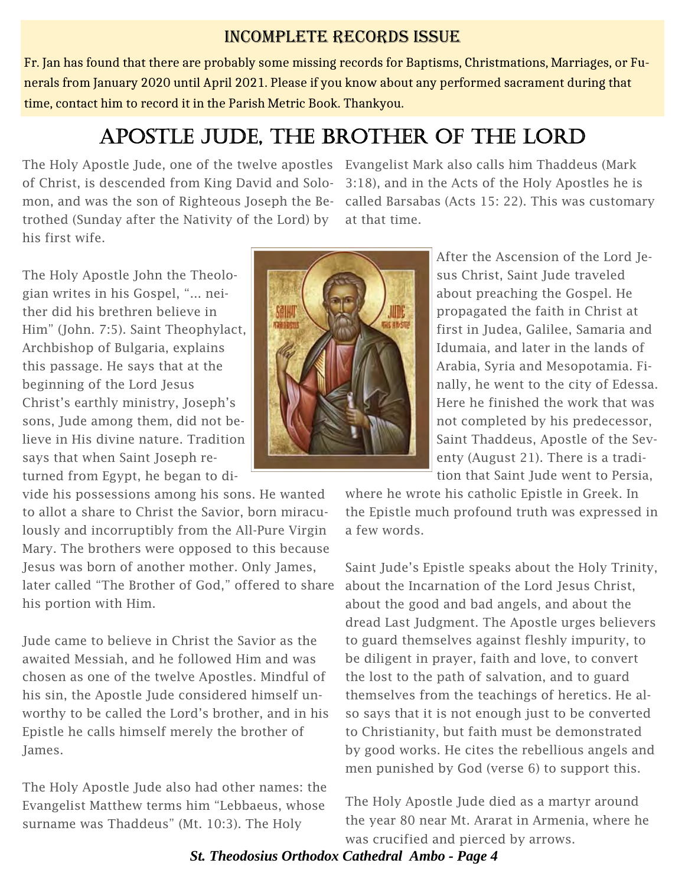## Incomplete Records Issue

Fr. Jan has found that there are probably some missing records for Baptisms, Christmations, Marriages, or Funerals from January 2020 until April 2021. Please if you know about any performed sacrament during that time, contact him to record it in the Parish Metric Book. Thankyou.

# Apostle Jude, the Brother of the Lord

The Holy Apostle Jude, one of the twelve apostles of Christ, is descended from King David and Solomon, and was the son of Righteous Joseph the Betrothed (Sunday after the Nativity of the Lord) by his first wife.

The Holy Apostle John the Theologian writes in his Gospel, "... neither did his brethren believe in Him" (John. 7:5). Saint Theophylact, Archbishop of Bulgaria, explains this passage. He says that at the beginning of the Lord Jesus Christ's earthly ministry, Joseph's sons, Jude among them, did not believe in His divine nature. Tradition says that when Saint Joseph returned from Egypt, he began to divide his possessions among his sons. He wanted to allot a share to Christ the Savior, born miraculously and incorruptibly from the All-Pure Virgin Mary. The brothers were opposed to this because Jesus was born of another mother. Only James, later called "The Brother of God," offered to share his portion with Him.

Jude came to believe in Christ the Savior as the awaited Messiah, and he followed Him and was chosen as one of the twelve Apostles. Mindful of his sin, the Apostle Jude considered himself unworthy to be called the Lord's brother, and in his Epistle he calls himself merely the brother of James.

The Holy Apostle Jude also had other names: the Evangelist Matthew terms him "Lebbaeus, whose surname was Thaddeus" (Mt. 10:3). The Holy Evangelist Mark also calls him Thaddeus (Mark 3:18), and in the Acts of the Holy Apostles he is called Barsabas (Acts 15: 22). This was customary at that time.

After the Ascension of the Lord Jesus Christ, Saint Jude traveled about preaching the Gospel. He propagated the faith in Christ at first in Judea, Galilee, Samaria and Idumaia, and later in the lands of Arabia, Syria and Mesopotamia. Finally, he went to the city of Edessa. Here he finished the work that was not completed by his predecessor, Saint Thaddeus, Apostle of the Seventy (August 21). There is a tradition that Saint Jude went to Persia, where he wrote his catholic Epistle in Greek. In the Epistle much profound truth was expressed in a few words.

Saint Jude's Epistle speaks about the Holy Trinity, about the Incarnation of the Lord Jesus Christ, about the good and bad angels, and about the dread Last Judgment. The Apostle urges believers to guard themselves against fleshly impurity, to be diligent in prayer, faith and love, to convert the lost to the path of salvation, and to guard themselves from the teachings of heretics. He also says that it is not enough just to be converted to Christianity, but faith must be demonstrated by good works. He cites the rebellious angels and men punished by God (verse 6) to support this.

The Holy Apostle Jude died as a martyr around the year 80 near Mt. Ararat in Armenia, where he was crucified and pierced by arrows.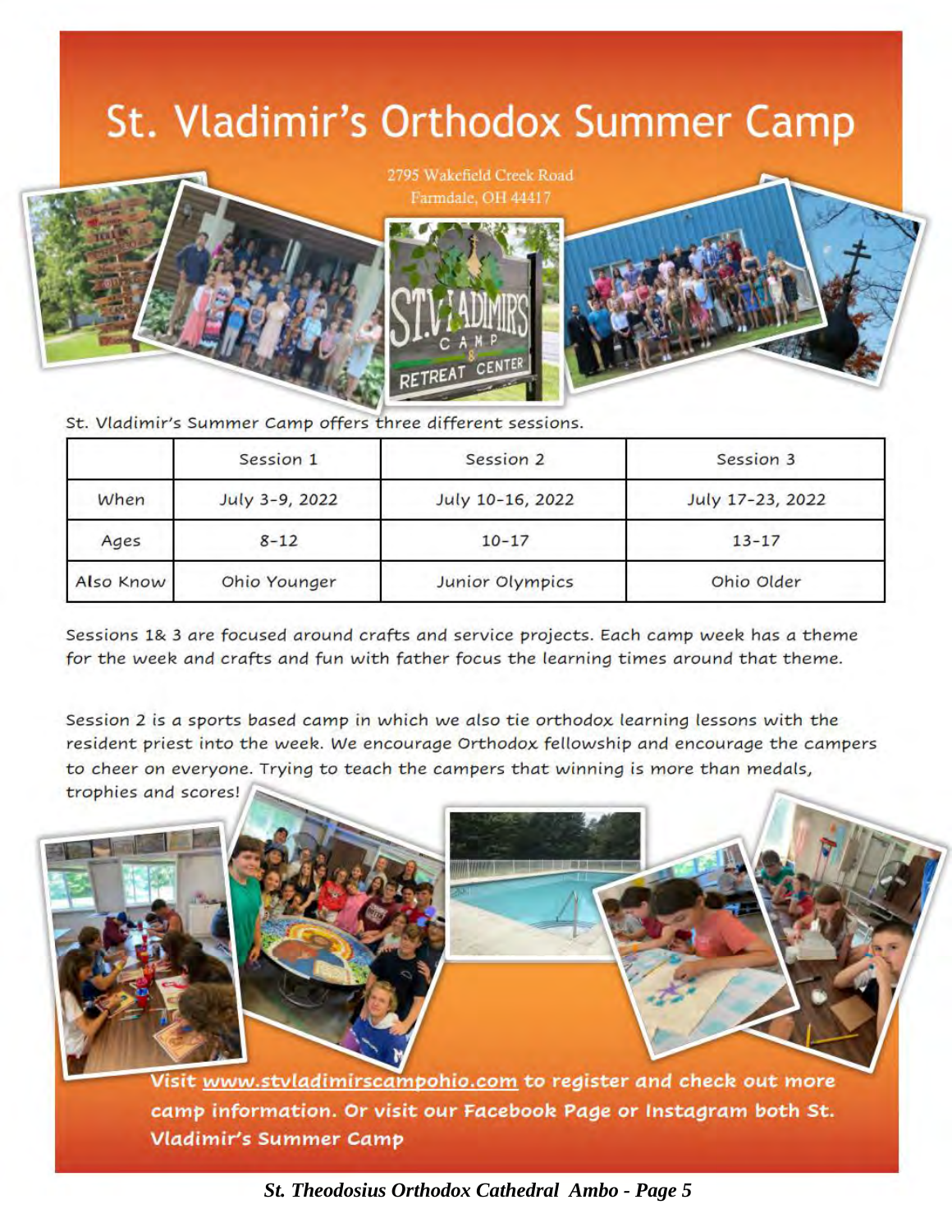# St. Vladimir's Orthodox Summer Camp

2795 Wakefield Creek Road
Farmdale, OH 44417

St. Vladimir's Summer Camp offers three different sessions.

| | Session 1 | Session 2 | Session 3 |
|---|---|---|---|
| When | July 3-9, 2022 | July 10-16, 2022 | July 17-23, 2022 |
| Ages | 8-12 | 10-17 | 13-17 |
| Also Know | Ohio Younger | Junior Olympics | Ohio Older |

Sessions 1& 3 are focused around crafts and service projects. Each camp week has a theme for the week and crafts and fun with father focus the learning times around that theme.

Session 2 is a sports based camp in which we also tie orthodox learning lessons with the resident priest into the week. We encourage Orthodox fellowship and encourage the campers to cheer on everyone. Trying to teach the campers that winning is more than medals, trophies and scores!

**Visit www.stvladimirscampohio.com to register and check out more camp information. Or visit our Facebook Page or Instagram both St. Vladimir's Summer Camp**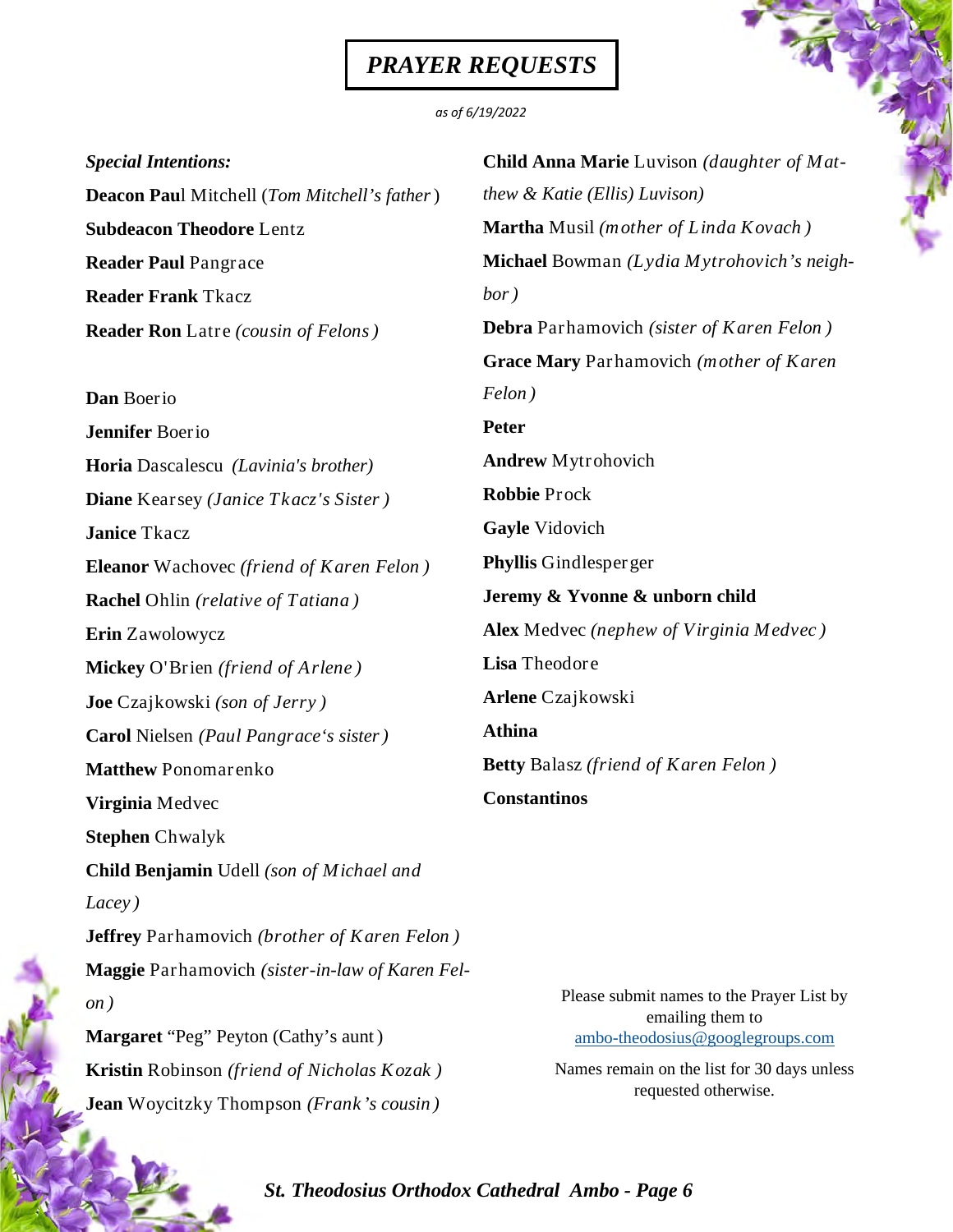# *PRAYER REQUESTS*

*as of 6/19/2022*

***Special Intentions:***

**Deacon Pau**l Mitchell (*Tom Mitchell's father*)

**Subdeacon Theodore** Lentz

**Reader Paul** Pangrace

**Reader Frank** Tkacz

**Reader Ron** Latre *(cousin of Felons)*

**Dan** Boerio

**Jennifer** Boerio

**Horia** Dascalescu *(Lavinia's brother)*

**Diane** Kearsey *(Janice Tkacz's Sister)*

**Janice** Tkacz

**Eleanor** Wachovec *(friend of Karen Felon)*

**Rachel** Ohlin *(relative of Tatiana)*

**Erin** Zawolowycz

**Mickey** O'Brien *(friend of Arlene)*

**Joe** Czajkowski *(son of Jerry)*

**Carol** Nielsen *(Paul Pangrace's sister)*

**Matthew** Ponomarenko

**Virginia** Medvec

**Stephen** Chwalyk

**Child Benjamin** Udell *(son of Michael and Lacey)*

**Jeffrey** Parhamovich *(brother of Karen Felon)*

**Maggie** Parhamovich *(sister-in-law of Karen Felon)*

**Margaret** "Peg" Peyton (Cathy's aunt)

**Kristin** Robinson *(friend of Nicholas Kozak)*

**Jean** Woycitzky Thompson *(Frank's cousin)*

**Child Anna Marie** Luvison *(daughter of Matthew & Katie (Ellis) Luvison)*

**Martha** Musil *(mother of Linda Kovach)*

**Michael** Bowman *(Lydia Mytrohovich's neighbor)*

**Debra** Parhamovich *(sister of Karen Felon)*

**Grace Mary** Parhamovich *(mother of Karen Felon)*

**Peter**

**Andrew** Mytrohovich

**Robbie** Prock

**Gayle** Vidovich

**Phyllis** Gindlesperger

**Jeremy & Yvonne & unborn child**

**Alex** Medvec *(nephew of Virginia Medvec)*

**Lisa** Theodore

**Arlene** Czajkowski

**Athina**

**Betty** Balasz *(friend of Karen Felon)*

**Constantinos**

Please submit names to the Prayer List by emailing them to ambo-theodosius@googlegroups.com

Names remain on the list for 30 days unless requested otherwise.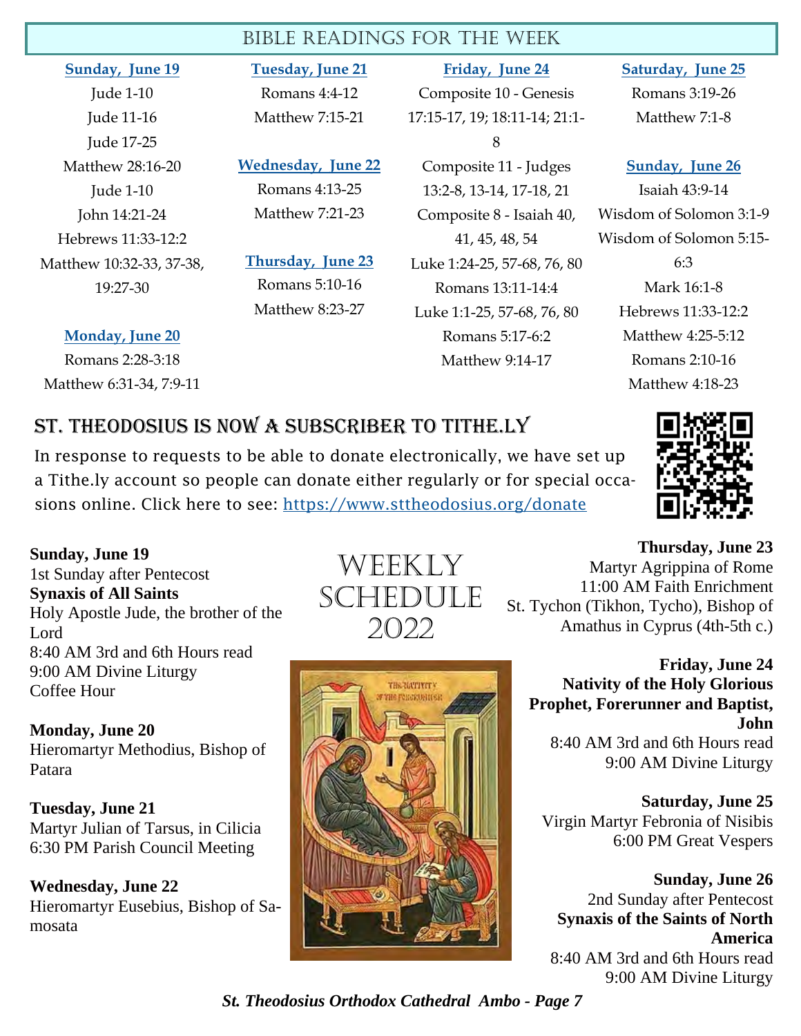## Bible Readings for the Week

**Sunday, June 19**
Jude 1-10
Jude 11-16
Jude 17-25
Matthew 28:16-20
Jude 1-10
John 14:21-24
Hebrews 11:33-12:2
Matthew 10:32-33, 37-38, 19:27-30

**Monday, June 20**
Romans 2:28-3:18
Matthew 6:31-34, 7:9-11

**Tuesday, June 21**
Romans 4:4-12
Matthew 7:15-21

**Wednesday, June 22**
Romans 4:13-25
Matthew 7:21-23

**Thursday, June 23**
Romans 5:10-16
Matthew 8:23-27

**Friday, June 24**
Composite 10 - Genesis 17:15-17, 19; 18:11-14; 21:1-8
Composite 11 - Judges 13:2-8, 13-14, 17-18, 21
Composite 8 - Isaiah 40, 41, 45, 48, 54
Luke 1:24-25, 57-68, 76, 80
Romans 13:11-14:4
Luke 1:1-25, 57-68, 76, 80
Romans 5:17-6:2
Matthew 9:14-17

**Saturday, June 25**
Romans 3:19-26
Matthew 7:1-8

**Sunday, June 26**
Isaiah 43:9-14
Wisdom of Solomon 3:1-9
Wisdom of Solomon 5:15-6:3
Mark 16:1-8
Hebrews 11:33-12:2
Matthew 4:25-5:12
Romans 2:10-16
Matthew 4:18-23

## St. Theodosius is now a subscriber to Tithe.ly

In response to requests to be able to donate electronically, we have set up a Tithe.ly account so people can donate either regularly or for special occasions online. Click here to see: https://www.sttheodosius.org/donate

## Weekly Schedule 2022

**Sunday, June 19**
1st Sunday after Pentecost
**Synaxis of All Saints**
Holy Apostle Jude, the brother of the Lord
8:40 AM 3rd and 6th Hours read
9:00 AM Divine Liturgy
Coffee Hour

**Monday, June 20**
Hieromartyr Methodius, Bishop of Patara

**Tuesday, June 21**
Martyr Julian of Tarsus, in Cilicia
6:30 PM Parish Council Meeting

**Wednesday, June 22**
Hieromartyr Eusebius, Bishop of Samosata

**Thursday, June 23**
Martyr Agrippina of Rome
11:00 AM Faith Enrichment
St. Tychon (Tikhon, Tycho), Bishop of Amathus in Cyprus (4th-5th c.)

**Friday, June 24**
**Nativity of the Holy Glorious Prophet, Forerunner and Baptist, John**
8:40 AM 3rd and 6th Hours read
9:00 AM Divine Liturgy

**Saturday, June 25**
Virgin Martyr Febronia of Nisibis
6:00 PM Great Vespers

**Sunday, June 26**
2nd Sunday after Pentecost
**Synaxis of the Saints of North America**
8:40 AM 3rd and 6th Hours read
9:00 AM Divine Liturgy